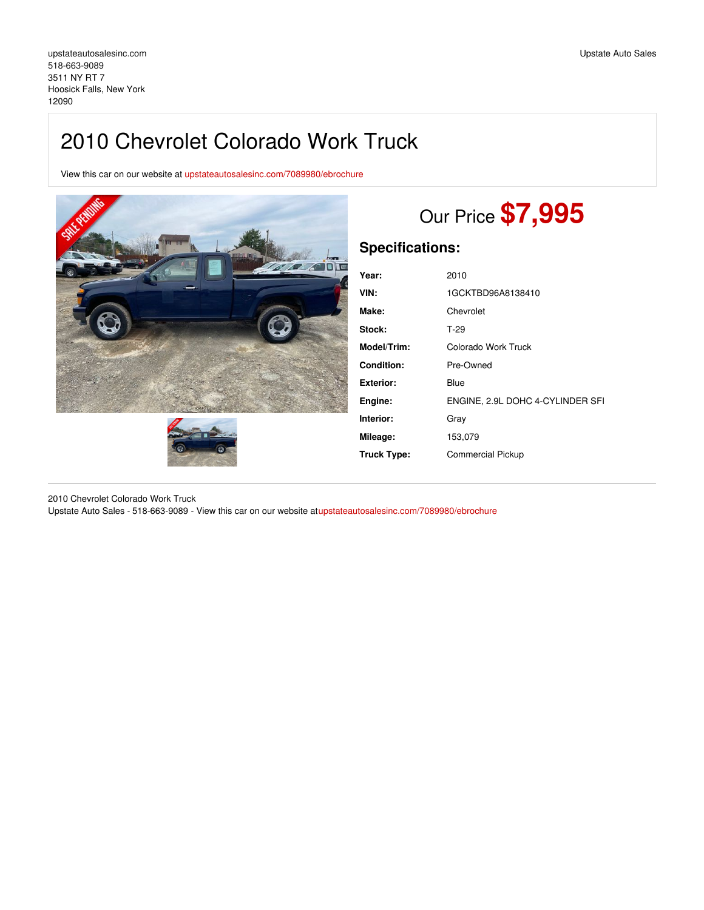upstateautosalesinc.com
518-663-9089
3511 NY RT 7
Hoosick Falls, New York
12090

Upstate Auto Sales

# 2010 Chevrolet Colorado Work Truck

View this car on our website at upstateautosalesinc.com/7089980/ebrochure

## Our Price **$7,995**

## Specifications:

| | |
|---|---|
| **Year:** | 2010 |
| **VIN:** | 1GCKTBD96A8138410 |
| **Make:** | Chevrolet |
| **Stock:** | T-29 |
| **Model/Trim:** | Colorado Work Truck |
| **Condition:** | Pre-Owned |
| **Exterior:** | Blue |
| **Engine:** | ENGINE, 2.9L DOHC 4-CYLINDER SFI |
| **Interior:** | Gray |
| **Mileage:** | 153,079 |
| **Truck Type:** | Commercial Pickup |

2010 Chevrolet Colorado Work Truck
Upstate Auto Sales - 518-663-9089 - View this car on our website atupstateautosalesinc.com/7089980/ebrochure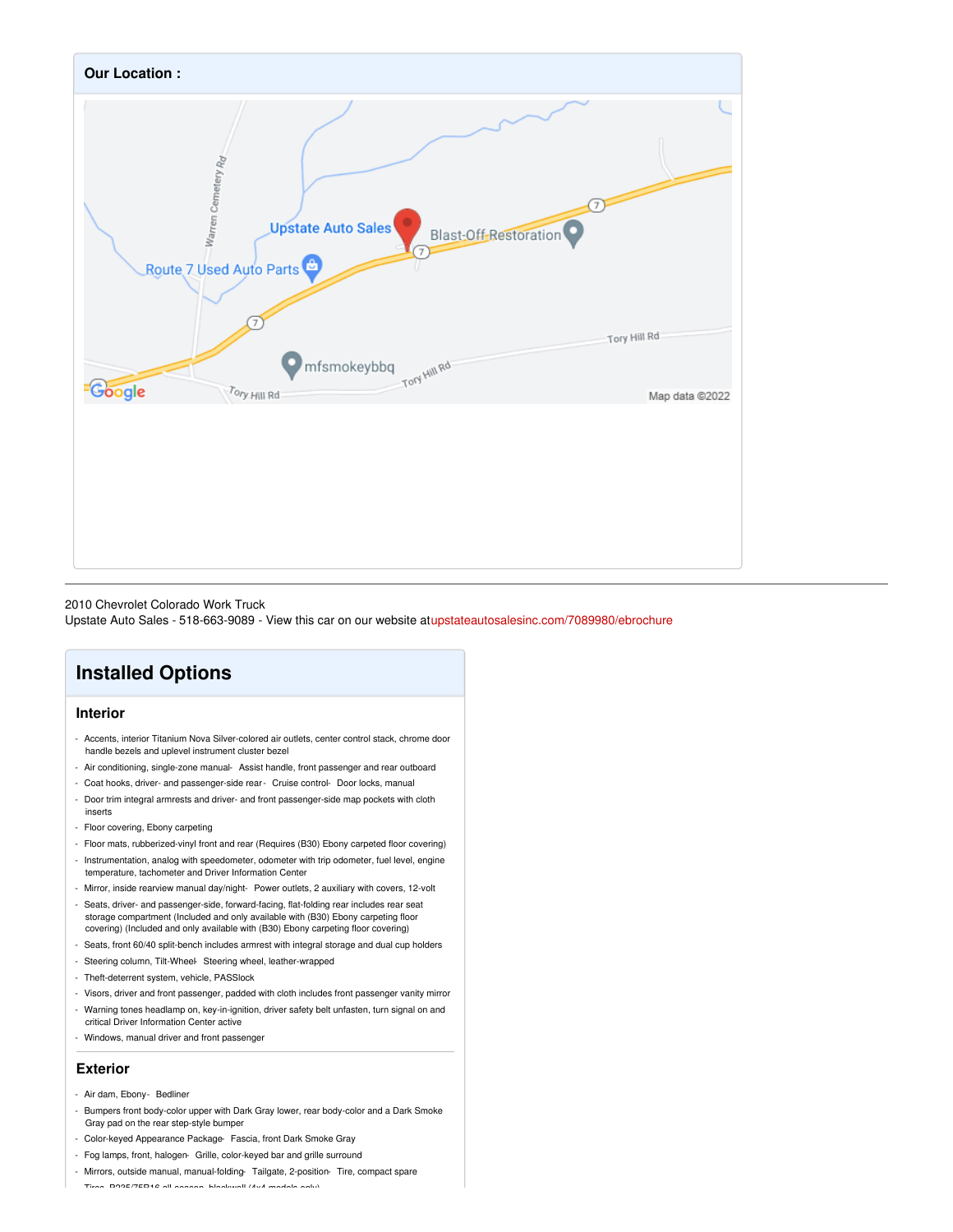**Our Location :**

2010 Chevrolet Colorado Work Truck
Upstate Auto Sales - 518-663-9089 - View this car on our website atupstateautosalesinc.com/7089980/ebrochure

# Installed Options

## Interior

- Accents, interior Titanium Nova Silver-colored air outlets, center control stack, chrome door handle bezels and uplevel instrument cluster bezel
- Air conditioning, single-zone manual- Assist handle, front passenger and rear outboard
- Coat hooks, driver- and passenger-side rear- Cruise control- Door locks, manual
- Door trim integral armrests and driver- and front passenger-side map pockets with cloth inserts
- Floor covering, Ebony carpeting
- Floor mats, rubberized-vinyl front and rear (Requires (B30) Ebony carpeted floor covering)
- Instrumentation, analog with speedometer, odometer with trip odometer, fuel level, engine temperature, tachometer and Driver Information Center
- Mirror, inside rearview manual day/night- Power outlets, 2 auxiliary with covers, 12-volt
- Seats, driver- and passenger-side, forward-facing, flat-folding rear includes rear seat storage compartment (Included and only available with (B30) Ebony carpeting floor covering) (Included and only available with (B30) Ebony carpeting floor covering)
- Seats, front 60/40 split-bench includes armrest with integral storage and dual cup holders
- Steering column, Tilt-Wheel- Steering wheel, leather-wrapped
- Theft-deterrent system, vehicle, PASSlock
- Visors, driver and front passenger, padded with cloth includes front passenger vanity mirror
- Warning tones headlamp on, key-in-ignition, driver safety belt unfasten, turn signal on and critical Driver Information Center active
- Windows, manual driver and front passenger

## Exterior

- Air dam, Ebony- Bedliner
- Bumpers front body-color upper with Dark Gray lower, rear body-color and a Dark Smoke Gray pad on the rear step-style bumper
- Color-keyed Appearance Package- Fascia, front Dark Smoke Gray
- Fog lamps, front, halogen- Grille, color-keyed bar and grille surround
- Mirrors, outside manual, manual-folding- Tailgate, 2-position- Tire, compact spare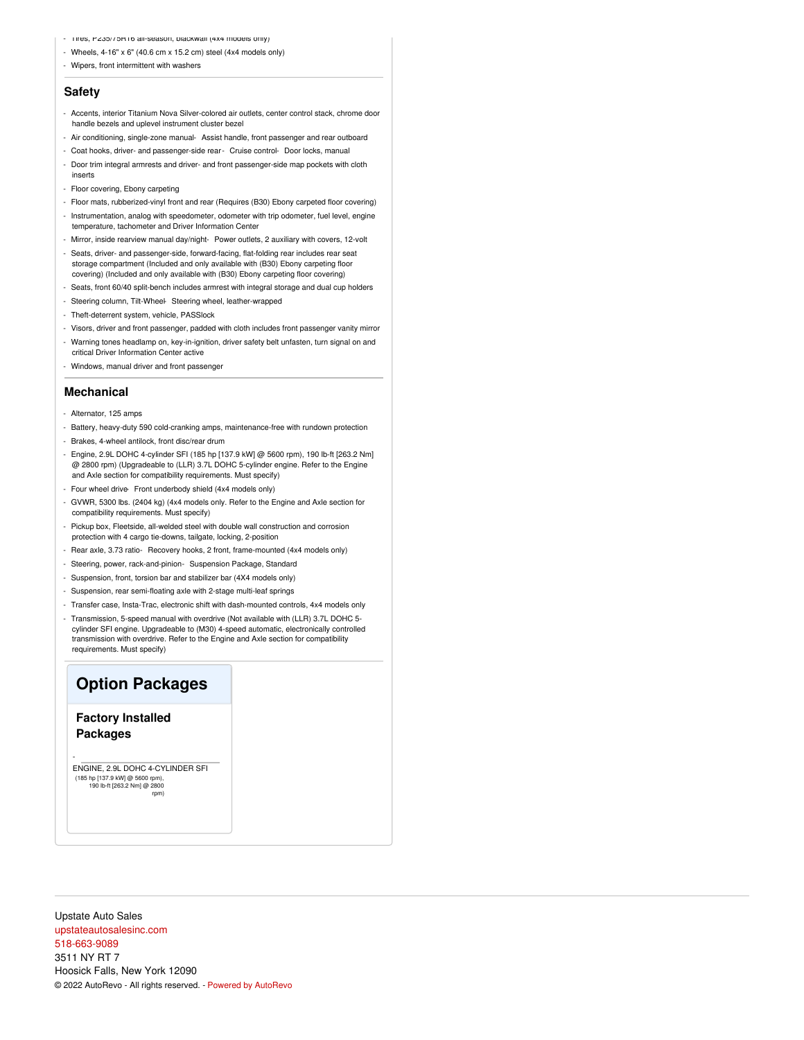- Tires, P235/75R16 all-season, blackwall (4x4 models only)
- Wheels, 4-16" x 6" (40.6 cm x 15.2 cm) steel (4x4 models only)
- Wipers, front intermittent with washers

## Safety

- Accents, interior Titanium Nova Silver-colored air outlets, center control stack, chrome door handle bezels and uplevel instrument cluster bezel
- Air conditioning, single-zone manual- Assist handle, front passenger and rear outboard
- Coat hooks, driver- and passenger-side rear - Cruise control- Door locks, manual
- Door trim integral armrests and driver- and front passenger-side map pockets with cloth inserts
- Floor covering, Ebony carpeting
- Floor mats, rubberized-vinyl front and rear (Requires (B30) Ebony carpeted floor covering)
- Instrumentation, analog with speedometer, odometer with trip odometer, fuel level, engine temperature, tachometer and Driver Information Center
- Mirror, inside rearview manual day/night- Power outlets, 2 auxiliary with covers, 12-volt
- Seats, driver- and passenger-side, forward-facing, flat-folding rear includes rear seat storage compartment (Included and only available with (B30) Ebony carpeting floor covering) (Included and only available with (B30) Ebony carpeting floor covering)
- Seats, front 60/40 split-bench includes armrest with integral storage and dual cup holders
- Steering column, Tilt-Wheel- Steering wheel, leather-wrapped
- Theft-deterrent system, vehicle, PASSlock
- Visors, driver and front passenger, padded with cloth includes front passenger vanity mirror
- Warning tones headlamp on, key-in-ignition, driver safety belt unfasten, turn signal on and critical Driver Information Center active
- Windows, manual driver and front passenger

## Mechanical

- Alternator, 125 amps
- Battery, heavy-duty 590 cold-cranking amps, maintenance-free with rundown protection
- Brakes, 4-wheel antilock, front disc/rear drum
- Engine, 2.9L DOHC 4-cylinder SFI (185 hp [137.9 kW] @ 5600 rpm), 190 lb-ft [263.2 Nm] @ 2800 rpm) (Upgradeable to (LLR) 3.7L DOHC 5-cylinder engine. Refer to the Engine and Axle section for compatibility requirements. Must specify)
- Four wheel drive- Front underbody shield (4x4 models only)
- GVWR, 5300 lbs. (2404 kg) (4x4 models only. Refer to the Engine and Axle section for compatibility requirements. Must specify)
- Pickup box, Fleetside, all-welded steel with double wall construction and corrosion protection with 4 cargo tie-downs, tailgate, locking, 2-position
- Rear axle, 3.73 ratio- Recovery hooks, 2 front, frame-mounted (4x4 models only)
- Steering, power, rack-and-pinion- Suspension Package, Standard
- Suspension, front, torsion bar and stabilizer bar (4X4 models only)
- Suspension, rear semi-floating axle with 2-stage multi-leaf springs
- Transfer case, Insta-Trac, electronic shift with dash-mounted controls, 4x4 models only
- Transmission, 5-speed manual with overdrive (Not available with (LLR) 3.7L DOHC 5-cylinder SFI engine. Upgradeable to (M30) 4-speed automatic, electronically controlled transmission with overdrive. Refer to the Engine and Axle section for compatibility requirements. Must specify)

# Option Packages

### Factory Installed Packages

-

ENGINE, 2.9L DOHC 4-CYLINDER SFI (185 hp [137.9 kW] @ 5600 rpm), 190 lb-ft [263.2 Nm] @ 2800 rpm)

Upstate Auto Sales
upstateautosalesinc.com
518-663-9089
3511 NY RT 7
Hoosick Falls, New York 12090
© 2022 AutoRevo - All rights reserved. - Powered by AutoRevo